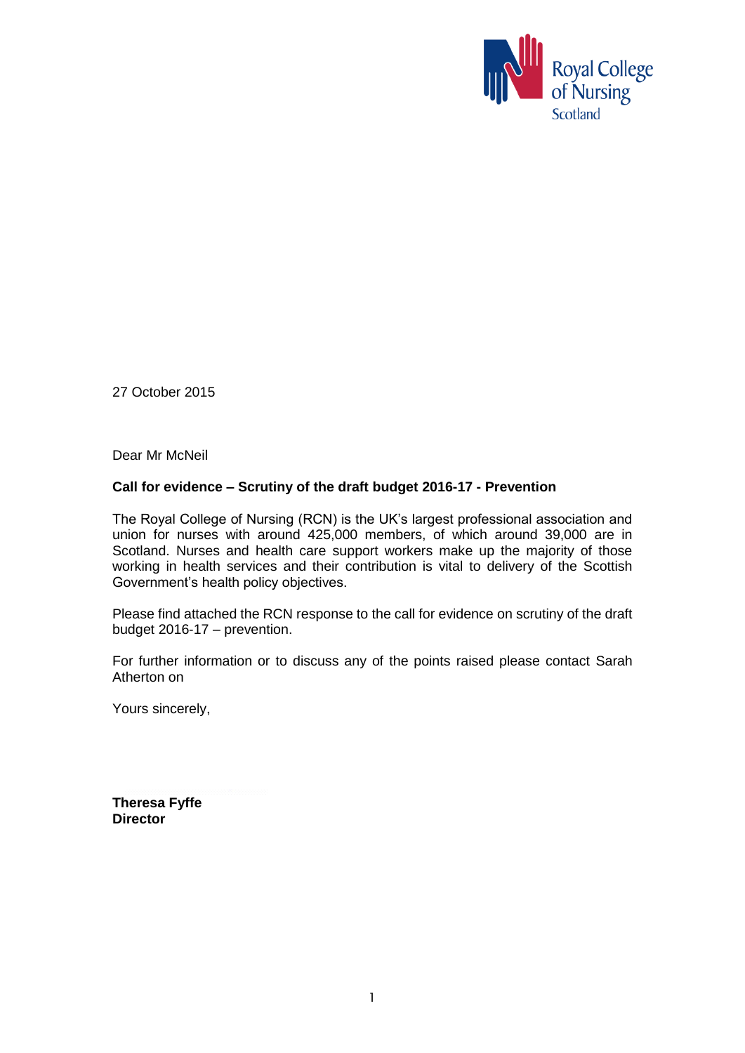Royal College of Nursing Scotland

27 October 2015

Dear Mr McNeil

**Call for evidence – Scrutiny of the draft budget 2016-17 - Prevention**

The Royal College of Nursing (RCN) is the UK's largest professional association and union for nurses with around 425,000 members, of which around 39,000 are in Scotland. Nurses and health care support workers make up the majority of those working in health services and their contribution is vital to delivery of the Scottish Government's health policy objectives.

Please find attached the RCN response to the call for evidence on scrutiny of the draft budget 2016-17 – prevention.

For further information or to discuss any of the points raised please contact Sarah Atherton on

Yours sincerely,

**Theresa Fyffe**
**Director**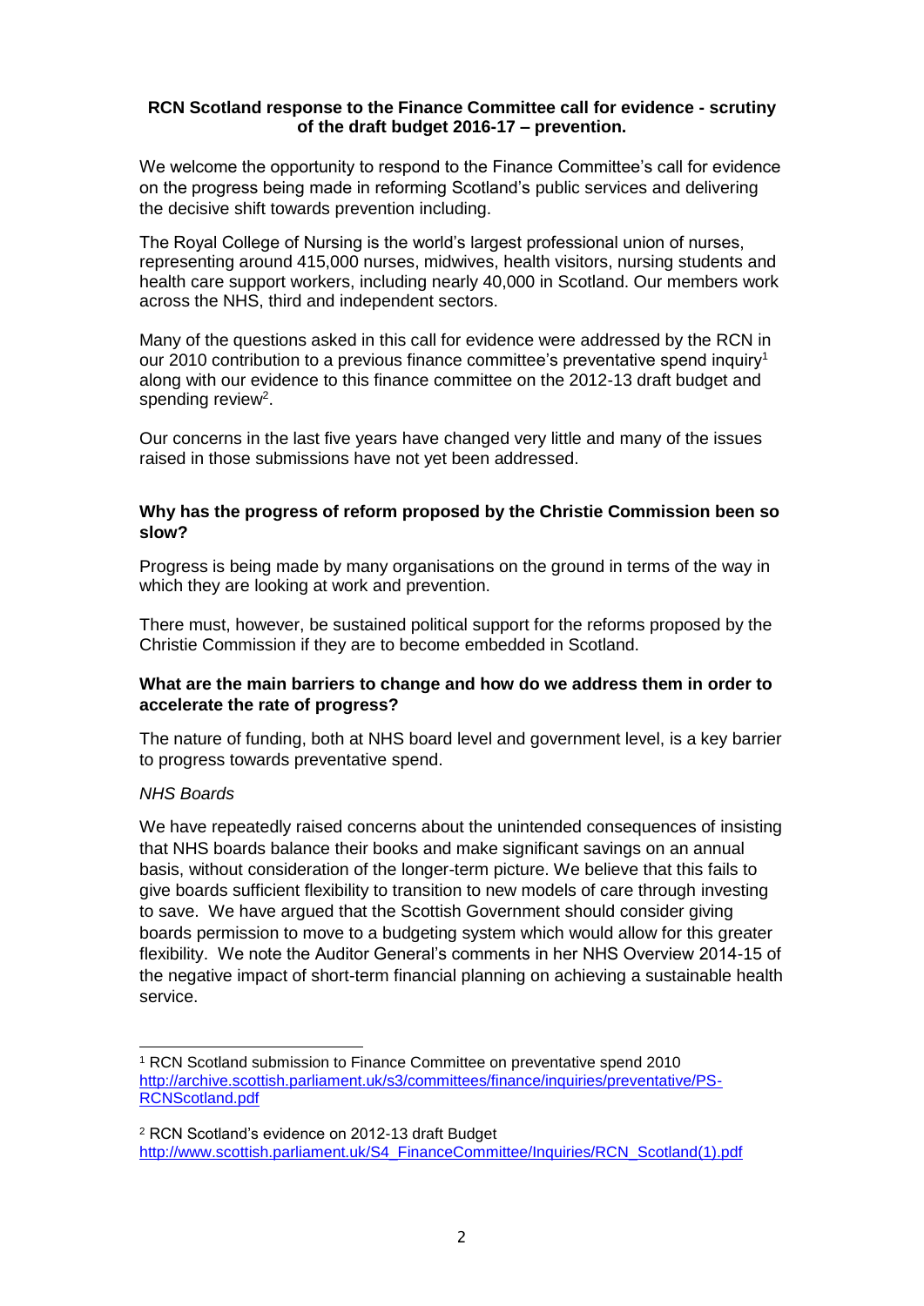**RCN Scotland response to the Finance Committee call for evidence - scrutiny of the draft budget 2016-17 – prevention.**

We welcome the opportunity to respond to the Finance Committee's call for evidence on the progress being made in reforming Scotland's public services and delivering the decisive shift towards prevention including.

The Royal College of Nursing is the world's largest professional union of nurses, representing around 415,000 nurses, midwives, health visitors, nursing students and health care support workers, including nearly 40,000 in Scotland. Our members work across the NHS, third and independent sectors.

Many of the questions asked in this call for evidence were addressed by the RCN in our 2010 contribution to a previous finance committee's preventative spend inquiry[1] along with our evidence to this finance committee on the 2012-13 draft budget and spending review[2].

Our concerns in the last five years have changed very little and many of the issues raised in those submissions have not yet been addressed.

**Why has the progress of reform proposed by the Christie Commission been so slow?**

Progress is being made by many organisations on the ground in terms of the way in which they are looking at work and prevention.

There must, however, be sustained political support for the reforms proposed by the Christie Commission if they are to become embedded in Scotland.

**What are the main barriers to change and how do we address them in order to accelerate the rate of progress?**

The nature of funding, both at NHS board level and government level, is a key barrier to progress towards preventative spend.

*NHS Boards*

We have repeatedly raised concerns about the unintended consequences of insisting that NHS boards balance their books and make significant savings on an annual basis, without consideration of the longer-term picture. We believe that this fails to give boards sufficient flexibility to transition to new models of care through investing to save. We have argued that the Scottish Government should consider giving boards permission to move to a budgeting system which would allow for this greater flexibility. We note the Auditor General's comments in her NHS Overview 2014-15 of the negative impact of short-term financial planning on achieving a sustainable health service.

---

[1] RCN Scotland submission to Finance Committee on preventative spend 2010 http://archive.scottish.parliament.uk/s3/committees/finance/inquiries/preventative/PS-RCNScotland.pdf

[2] RCN Scotland's evidence on 2012-13 draft Budget http://www.scottish.parliament.uk/S4_FinanceCommittee/Inquiries/RCN_Scotland(1).pdf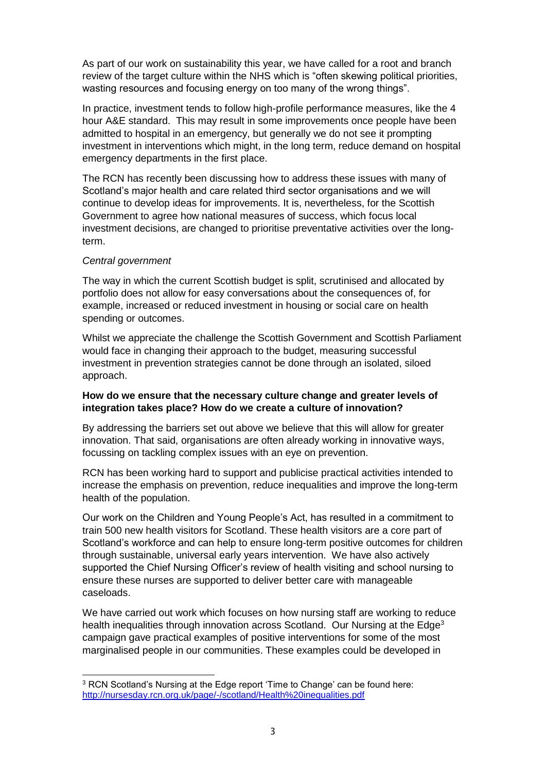As part of our work on sustainability this year, we have called for a root and branch review of the target culture within the NHS which is "often skewing political priorities, wasting resources and focusing energy on too many of the wrong things".

In practice, investment tends to follow high-profile performance measures, like the 4 hour A&E standard. This may result in some improvements once people have been admitted to hospital in an emergency, but generally we do not see it prompting investment in interventions which might, in the long term, reduce demand on hospital emergency departments in the first place.

The RCN has recently been discussing how to address these issues with many of Scotland's major health and care related third sector organisations and we will continue to develop ideas for improvements. It is, nevertheless, for the Scottish Government to agree how national measures of success, which focus local investment decisions, are changed to prioritise preventative activities over the long-term.

*Central government*

The way in which the current Scottish budget is split, scrutinised and allocated by portfolio does not allow for easy conversations about the consequences of, for example, increased or reduced investment in housing or social care on health spending or outcomes.

Whilst we appreciate the challenge the Scottish Government and Scottish Parliament would face in changing their approach to the budget, measuring successful investment in prevention strategies cannot be done through an isolated, siloed approach.

**How do we ensure that the necessary culture change and greater levels of integration takes place? How do we create a culture of innovation?**

By addressing the barriers set out above we believe that this will allow for greater innovation. That said, organisations are often already working in innovative ways, focussing on tackling complex issues with an eye on prevention.

RCN has been working hard to support and publicise practical activities intended to increase the emphasis on prevention, reduce inequalities and improve the long-term health of the population.

Our work on the Children and Young People's Act, has resulted in a commitment to train 500 new health visitors for Scotland. These health visitors are a core part of Scotland's workforce and can help to ensure long-term positive outcomes for children through sustainable, universal early years intervention. We have also actively supported the Chief Nursing Officer's review of health visiting and school nursing to ensure these nurses are supported to deliver better care with manageable caseloads.

We have carried out work which focuses on how nursing staff are working to reduce health inequalities through innovation across Scotland. Our Nursing at the Edge[3] campaign gave practical examples of positive interventions for some of the most marginalised people in our communities. These examples could be developed in

---

[3] RCN Scotland's Nursing at the Edge report 'Time to Change' can be found here: http://nursesday.rcn.org.uk/page/-/scotland/Health%20inequalities.pdf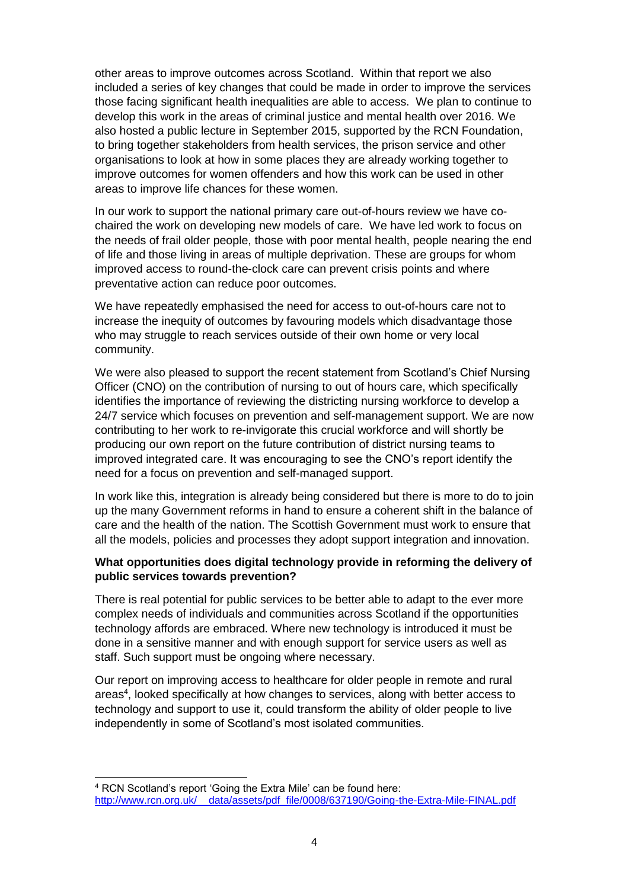other areas to improve outcomes across Scotland. Within that report we also included a series of key changes that could be made in order to improve the services those facing significant health inequalities are able to access. We plan to continue to develop this work in the areas of criminal justice and mental health over 2016. We also hosted a public lecture in September 2015, supported by the RCN Foundation, to bring together stakeholders from health services, the prison service and other organisations to look at how in some places they are already working together to improve outcomes for women offenders and how this work can be used in other areas to improve life chances for these women.

In our work to support the national primary care out-of-hours review we have co-chaired the work on developing new models of care. We have led work to focus on the needs of frail older people, those with poor mental health, people nearing the end of life and those living in areas of multiple deprivation. These are groups for whom improved access to round-the-clock care can prevent crisis points and where preventative action can reduce poor outcomes.

We have repeatedly emphasised the need for access to out-of-hours care not to increase the inequity of outcomes by favouring models which disadvantage those who may struggle to reach services outside of their own home or very local community.

We were also pleased to support the recent statement from Scotland's Chief Nursing Officer (CNO) on the contribution of nursing to out of hours care, which specifically identifies the importance of reviewing the districting nursing workforce to develop a 24/7 service which focuses on prevention and self-management support. We are now contributing to her work to re-invigorate this crucial workforce and will shortly be producing our own report on the future contribution of district nursing teams to improved integrated care. It was encouraging to see the CNO's report identify the need for a focus on prevention and self-managed support.

In work like this, integration is already being considered but there is more to do to join up the many Government reforms in hand to ensure a coherent shift in the balance of care and the health of the nation. The Scottish Government must work to ensure that all the models, policies and processes they adopt support integration and innovation.

**What opportunities does digital technology provide in reforming the delivery of public services towards prevention?**

There is real potential for public services to be better able to adapt to the ever more complex needs of individuals and communities across Scotland if the opportunities technology affords are embraced. Where new technology is introduced it must be done in a sensitive manner and with enough support for service users as well as staff. Such support must be ongoing where necessary.

Our report on improving access to healthcare for older people in remote and rural areas[4], looked specifically at how changes to services, along with better access to technology and support to use it, could transform the ability of older people to live independently in some of Scotland's most isolated communities.

---

[4] RCN Scotland's report 'Going the Extra Mile' can be found here: http://www.rcn.org.uk/__data/assets/pdf_file/0008/637190/Going-the-Extra-Mile-FINAL.pdf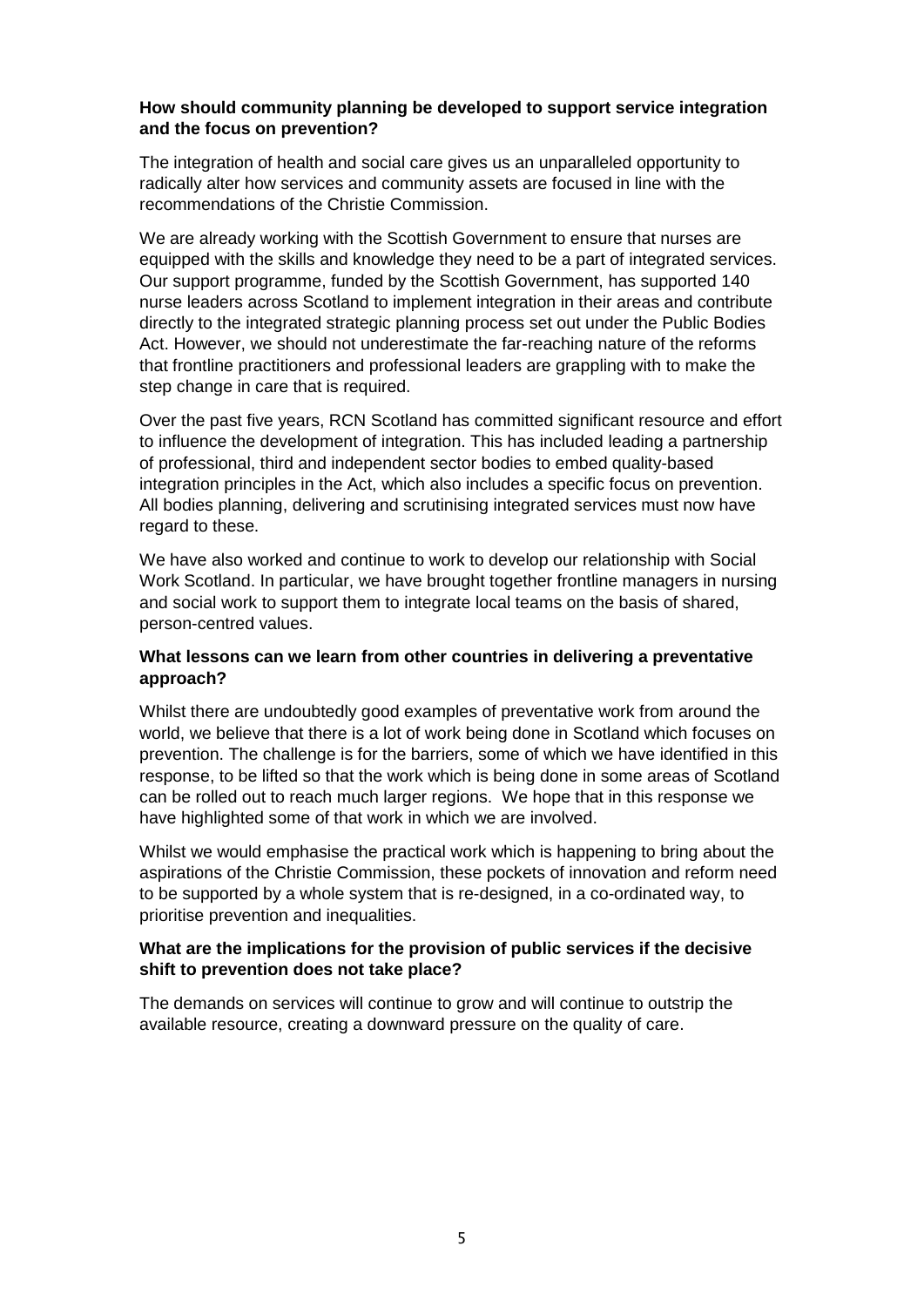**How should community planning be developed to support service integration and the focus on prevention?**

The integration of health and social care gives us an unparalleled opportunity to radically alter how services and community assets are focused in line with the recommendations of the Christie Commission.

We are already working with the Scottish Government to ensure that nurses are equipped with the skills and knowledge they need to be a part of integrated services. Our support programme, funded by the Scottish Government, has supported 140 nurse leaders across Scotland to implement integration in their areas and contribute directly to the integrated strategic planning process set out under the Public Bodies Act. However, we should not underestimate the far-reaching nature of the reforms that frontline practitioners and professional leaders are grappling with to make the step change in care that is required.

Over the past five years, RCN Scotland has committed significant resource and effort to influence the development of integration. This has included leading a partnership of professional, third and independent sector bodies to embed quality-based integration principles in the Act, which also includes a specific focus on prevention. All bodies planning, delivering and scrutinising integrated services must now have regard to these.

We have also worked and continue to work to develop our relationship with Social Work Scotland. In particular, we have brought together frontline managers in nursing and social work to support them to integrate local teams on the basis of shared, person-centred values.

**What lessons can we learn from other countries in delivering a preventative approach?**

Whilst there are undoubtedly good examples of preventative work from around the world, we believe that there is a lot of work being done in Scotland which focuses on prevention. The challenge is for the barriers, some of which we have identified in this response, to be lifted so that the work which is being done in some areas of Scotland can be rolled out to reach much larger regions. We hope that in this response we have highlighted some of that work in which we are involved.

Whilst we would emphasise the practical work which is happening to bring about the aspirations of the Christie Commission, these pockets of innovation and reform need to be supported by a whole system that is re-designed, in a co-ordinated way, to prioritise prevention and inequalities.

**What are the implications for the provision of public services if the decisive shift to prevention does not take place?**

The demands on services will continue to grow and will continue to outstrip the available resource, creating a downward pressure on the quality of care.